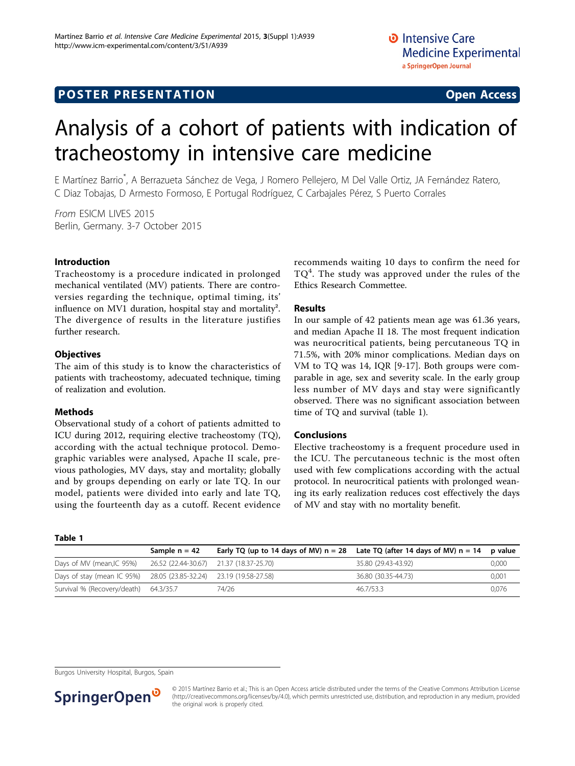POSTER PRESENTATION Open Access

# Analysis of a cohort of patients with indication of tracheostomy in intensive care medicine

E Martínez Barrio*, A Berrazueta Sánchez de Vega, J Romero Pellejero, M Del Valle Ortiz, JA Fernández Ratero, C Diaz Tobajas, D Armesto Formoso, E Portugal Rodríguez, C Carbajales Pérez, S Puerto Corrales

*From* ESICM LIVES 2015
Berlin, Germany. 3-7 October 2015

## Introduction

Tracheostomy is a procedure indicated in prolonged mechanical ventilated (MV) patients. There are controversies regarding the technique, optimal timing, its' influence on MV1 duration, hospital stay and mortality[2]. The divergence of results in the literature justifies further research.

## Objectives

The aim of this study is to know the characteristics of patients with tracheostomy, adecuated technique, timing of realization and evolution.

## Methods

Observational study of a cohort of patients admitted to ICU during 2012, requiring elective tracheostomy (TQ), according with the actual technique protocol. Demographic variables were analysed, Apache II scale, previous pathologies, MV days, stay and mortality; globally and by groups depending on early or late TQ. In our model, patients were divided into early and late TQ, using the fourteenth day as a cutoff. Recent evidence recommends waiting 10 days to confirm the need for TQ[4]. The study was approved under the rules of the Ethics Research Commettee.

## Results

In our sample of 42 patients mean age was 61.36 years, and median Apache II 18. The most frequent indication was neurocritical patients, being percutaneous TQ in 71.5%, with 20% minor complications. Median days on VM to TQ was 14, IQR [9-17]. Both groups were comparable in age, sex and severity scale. In the early group less number of MV days and stay were significantly observed. There was no significant association between time of TQ and survival (table 1).

## Conclusions

Elective tracheostomy is a frequent procedure used in the ICU. The percutaneous technic is the most often used with few complications according with the actual protocol. In neurocritical patients with prolonged weaning its early realization reduces cost effectively the days of MV and stay with no mortality benefit.

**Table 1**

| | Sample n = 42 | Early TQ (up to 14 days of MV) n = 28 | Late TQ (after 14 days of MV) n = 14 | p value |
|---|---|---|---|---|
| Days of MV (mean,IC 95%) | 26.52 (22.44-30.67) | 21.37 (18.37-25.70) | 35.80 (29.43-43.92) | 0,000 |
| Days of stay (mean IC 95%) | 28.05 (23.85-32.24) | 23.19 (19.58-27.58) | 36.80 (30.35-44.73) | 0,001 |
| Survival % (Recovery/death) | 64.3/35.7 | 74/26 | 46.7/53.3 | 0,076 |

Burgos University Hospital, Burgos, Spain

© 2015 Martínez Barrio et al.; This is an Open Access article distributed under the terms of the Creative Commons Attribution License (http://creativecommons.org/licenses/by/4.0), which permits unrestricted use, distribution, and reproduction in any medium, provided the original work is properly cited.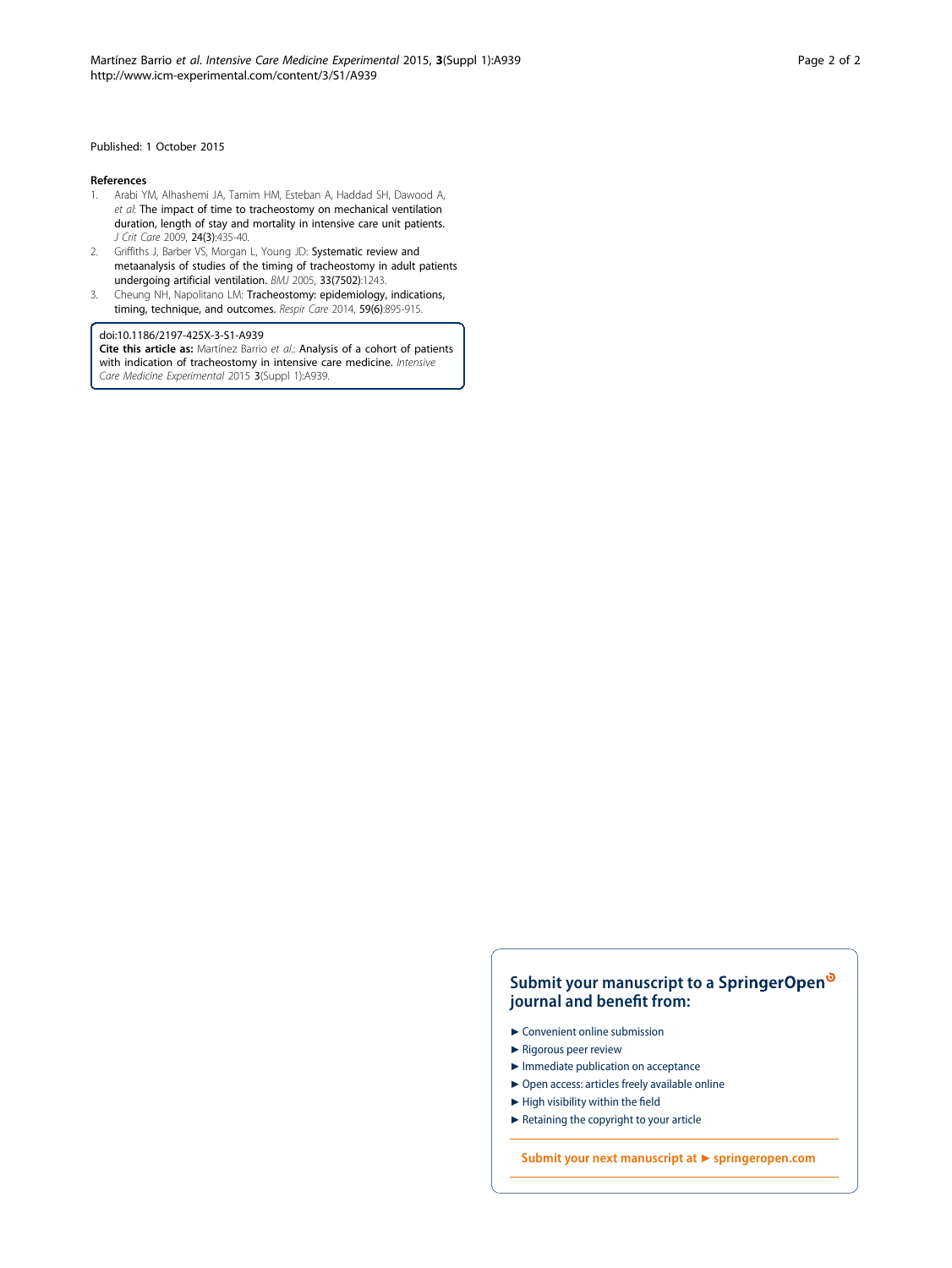Published: 1 October 2015

**References**

1. Arabi YM, Alhashemi JA, Tamim HM, Esteban A, Haddad SH, Dawood A, *et al*: **The impact of time to tracheostomy on mechanical ventilation duration, length of stay and mortality in intensive care unit patients.** *J Crit Care* 2009, **24(3)**:435-40.
2. Griffiths J, Barber VS, Morgan L, Young JD: **Systematic review and metaanalysis of studies of the timing of tracheostomy in adult patients undergoing artificial ventilation.** *BMJ* 2005, **33(7502)**:1243.
3. Cheung NH, Napolitano LM: **Tracheostomy: epidemiology, indications, timing, technique, and outcomes.** *Respir Care* 2014, **59(6)**:895-915.

doi:10.1186/2197-425X-3-S1-A939

**Cite this article as:** Martínez Barrio *et al.*: **Analysis of a cohort of patients with indication of tracheostomy in intensive care medicine.** *Intensive Care Medicine Experimental* 2015 **3**(Suppl 1):A939.

**Submit your manuscript to a SpringerOpen journal and benefit from:**

- ► Convenient online submission
- ► Rigorous peer review
- ► Immediate publication on acceptance
- ► Open access: articles freely available online
- ► High visibility within the field
- ► Retaining the copyright to your article

**Submit your next manuscript at ► springeropen.com**